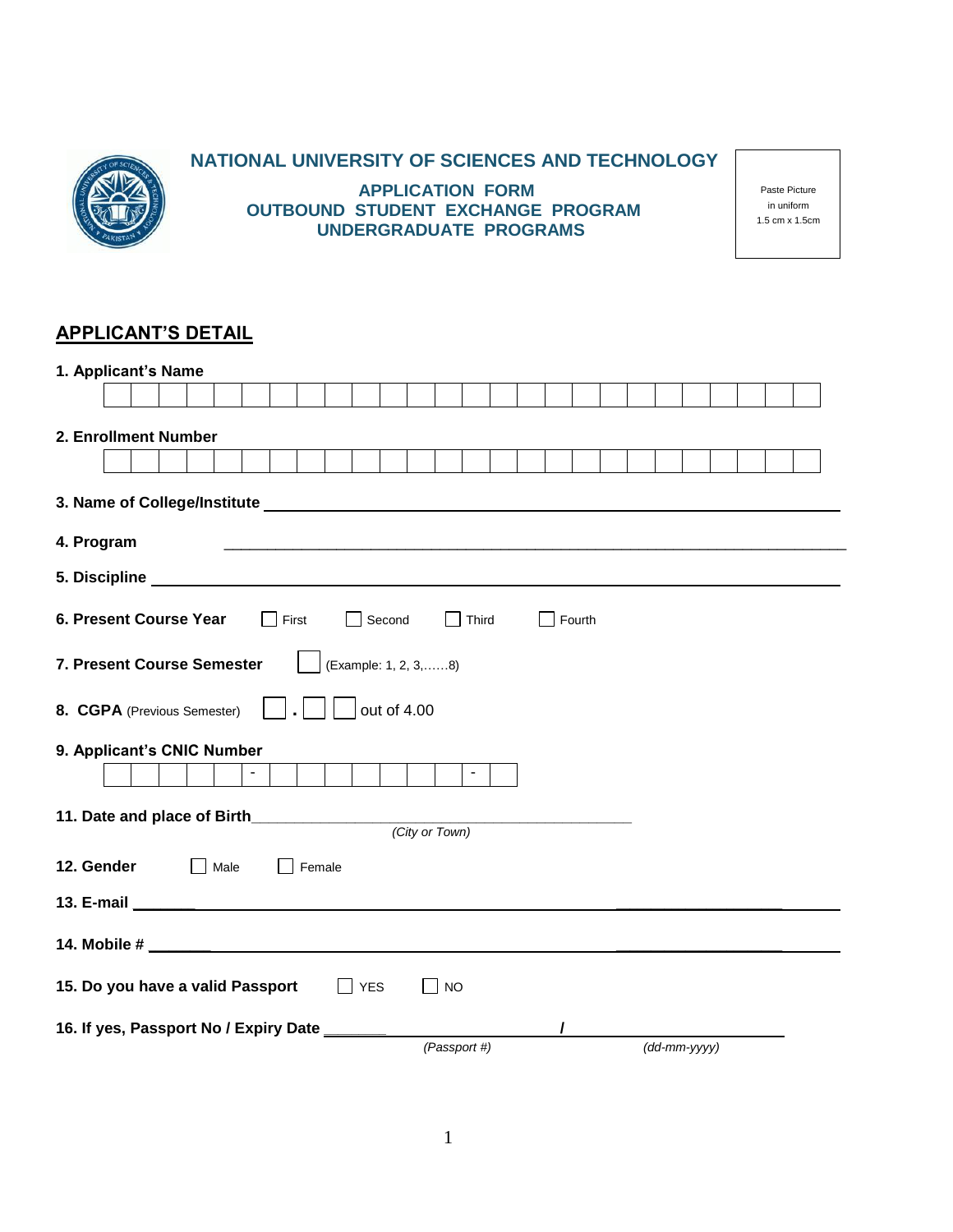# NATIONAL UNIVERSITY OF SCIENCES AND TECHNOLOGY

## APPLICATION FORM
## OUTBOUND STUDENT EXCHANGE PROGRAM
## UNDERGRADUATE PROGRAMS

Paste Picture
in uniform
1.5 cm x 1.5cm

## APPLICANT'S DETAIL

**1. Applicant's Name**

| | | | | | | | | | | | | | | | | | | | | | | | | | |
|---|---|---|---|---|---|---|---|---|---|---|---|---|---|---|---|---|---|---|---|---|---|---|---|---|---|

**2. Enrollment Number**

| | | | | | | | | | | | | | | | | | | | | | | | | | |
|---|---|---|---|---|---|---|---|---|---|---|---|---|---|---|---|---|---|---|---|---|---|---|---|---|---|

**3. Name of College/Institute** ______________________________________________

**4. Program** ______________________________________________

**5. Discipline** ______________________________________________

**6. Present Course Year** ☐ First ☐ Second ☐ Third ☐ Fourth

**7. Present Course Semester** ☐ (Example: 1, 2, 3,……8)

**8. CGPA** (Previous Semester) ☐ . ☐ ☐ out of 4.00

**9. Applicant's CNIC Number**

| | | | | | - | | | | | | | | - | |
|---|---|---|---|---|---|---|---|---|---|---|---|---|---|---|

**11. Date and place of Birth**______________________________________________
*(City or Town)*

**12. Gender** ☐ Male ☐ Female

**13. E-mail** ______________________________________________

**14. Mobile #** ______________________________________________

**15. Do you have a valid Passport** ☐ YES ☐ NO

**16. If yes, Passport No / Expiry Date** ______________________ / ______________________
*(Passport #)* *(dd-mm-yyyy)*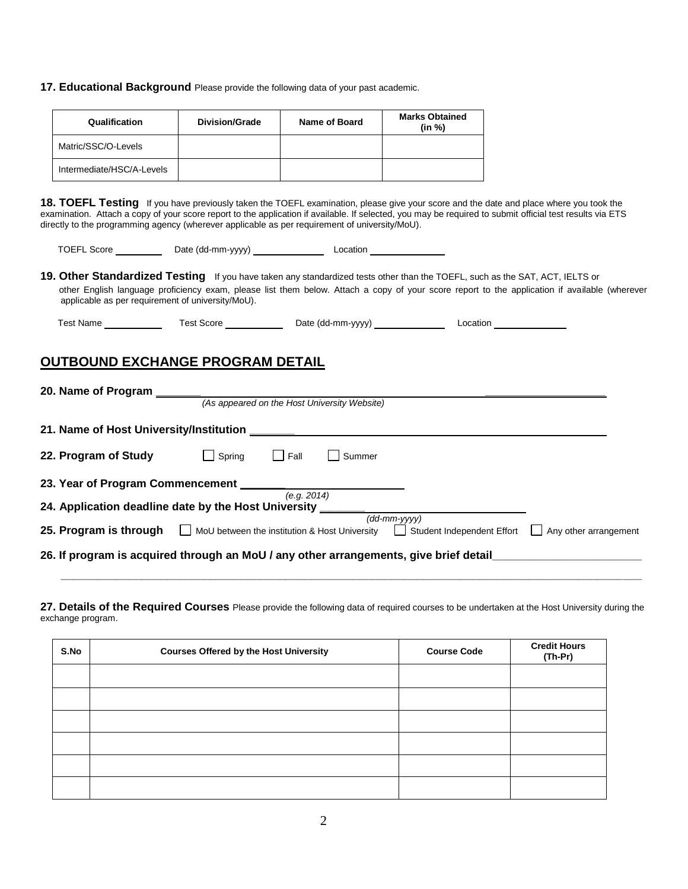**17. Educational Background** Please provide the following data of your past academic.

| Qualification | Division/Grade | Name of Board | Marks Obtained (in %) |
|---|---|---|---|
| Matric/SSC/O-Levels | | | |
| Intermediate/HSC/A-Levels | | | |

**18. TOEFL Testing** If you have previously taken the TOEFL examination, please give your score and the date and place where you took the examination. Attach a copy of your score report to the application if available. If selected, you may be required to submit official test results via ETS directly to the programming agency (wherever applicable as per requirement of university/MoU).

TOEFL Score ________ Date (dd-mm-yyyy) ____________ Location ____________

**19. Other Standardized Testing** If you have taken any standardized tests other than the TOEFL, such as the SAT, ACT, IELTS or other English language proficiency exam, please list them below. Attach a copy of your score report to the application if available (wherever applicable as per requirement of university/MoU).

Test Name __________ Test Score __________ Date (dd-mm-yyyy) ____________ Location ____________

## OUTBOUND EXCHANGE PROGRAM DETAIL

**20. Name of Program** ________________________________________________
*(As appeared on the Host University Website)*

**21. Name of Host University/Institution** ________________________________________________

**22. Program of Study** ☐ Spring ☐ Fall ☐ Summer

**23. Year of Program Commencement** ________________________
*(e.g. 2014)*

**24. Application deadline date by the Host University** ________________________
*(dd-mm-yyyy)*

**25. Program is through** ☐ MoU between the institution & Host University ☐ Student Independent Effort ☐ Any other arrangement

**26. If program is acquired through an MoU / any other arrangements, give brief detail**________________________

________________________________________________________________________________

**27. Details of the Required Courses** Please provide the following data of required courses to be undertaken at the Host University during the exchange program.

| S.No | Courses Offered by the Host University | Course Code | Credit Hours (Th-Pr) |
|---|---|---|---|
| | | | |
| | | | |
| | | | |
| | | | |
| | | | |
| | | | |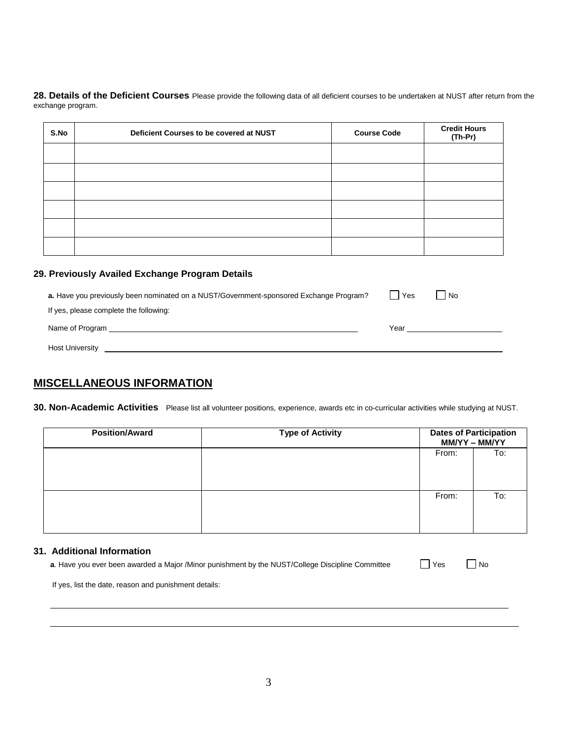**28. Details of the Deficient Courses** Please provide the following data of all deficient courses to be undertaken at NUST after return from the exchange program.

| S.No | Deficient Courses to be covered at NUST | Course Code | Credit Hours (Th-Pr) |
|---|---|---|---|
| | | | |
| | | | |
| | | | |
| | | | |
| | | | |
| | | | |

### 29. Previously Availed Exchange Program Details

**a.** Have you previously been nominated on a NUST/Government-sponsored Exchange Program? ☐ Yes ☐ No

If yes, please complete the following:

Name of Program ______________________________ Year ______________

Host University ______________________________

## MISCELLANEOUS INFORMATION

**30. Non-Academic Activities** Please list all volunteer positions, experience, awards etc in co-curricular activities while studying at NUST.

| Position/Award | Type of Activity | Dates of Participation MM/YY – MM/YY | |
|---|---|---|---|
| | | From: | To: |
| | | From: | To: |

### 31. Additional Information

**a**. Have you ever been awarded a Major /Minor punishment by the NUST/College Discipline Committee ☐ Yes ☐ No

If yes, list the date, reason and punishment details:

______________________________

______________________________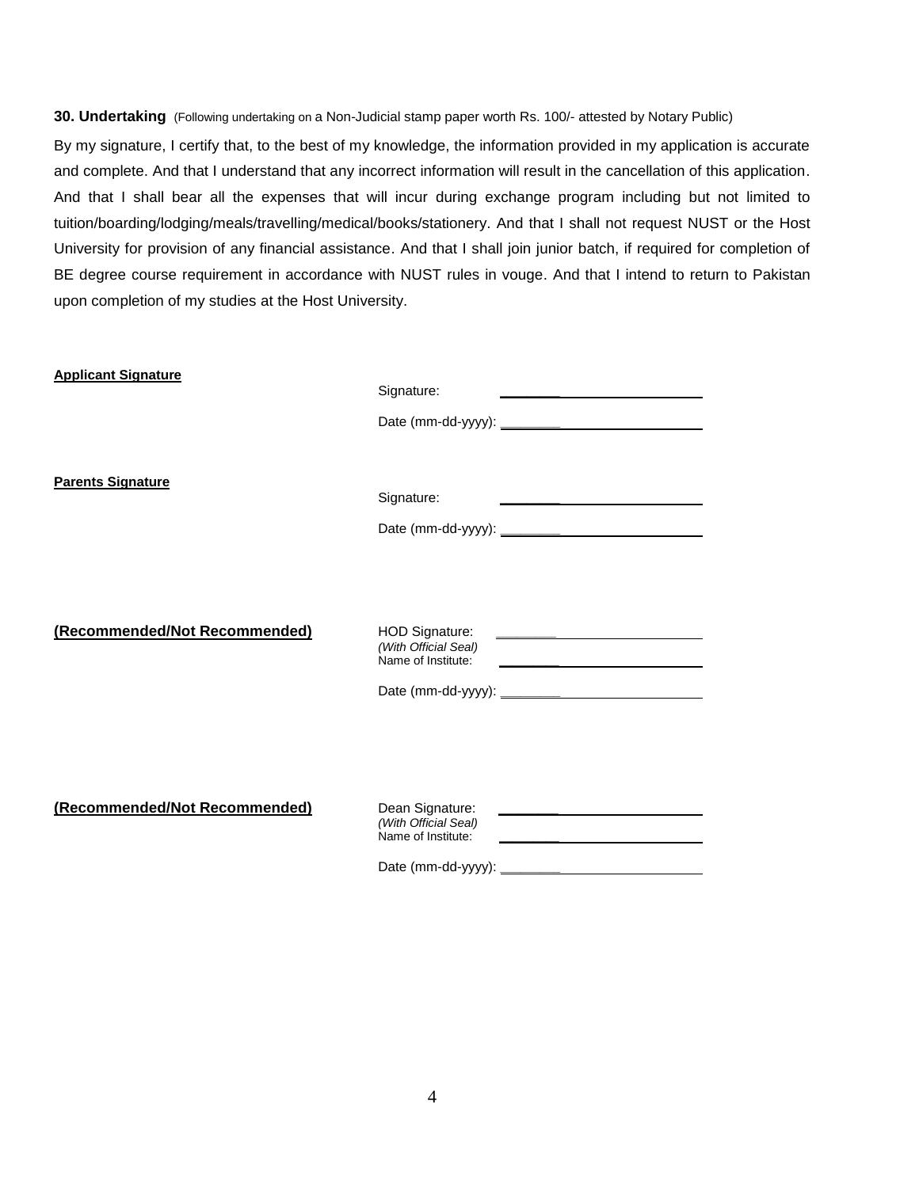**30. Undertaking** (Following undertaking on a Non-Judicial stamp paper worth Rs. 100/- attested by Notary Public)

By my signature, I certify that, to the best of my knowledge, the information provided in my application is accurate and complete. And that I understand that any incorrect information will result in the cancellation of this application. And that I shall bear all the expenses that will incur during exchange program including but not limited to tuition/boarding/lodging/meals/travelling/medical/books/stationery. And that I shall not request NUST or the Host University for provision of any financial assistance. And that I shall join junior batch, if required for completion of BE degree course requirement in accordance with NUST rules in vouge. And that I intend to return to Pakistan upon completion of my studies at the Host University.

**Applicant Signature**

Signature: ______________________________

Date (mm-dd-yyyy): ______________________________

**Parents Signature**

Signature: ______________________________

Date (mm-dd-yyyy): ______________________________

**(Recommended/Not Recommended)**

HOD Signature: ______________________________
*(With Official Seal)*
Name of Institute: ______________________________

Date (mm-dd-yyyy): ______________________________

**(Recommended/Not Recommended)**

Dean Signature: ______________________________
*(With Official Seal)*
Name of Institute: ______________________________

Date (mm-dd-yyyy): ______________________________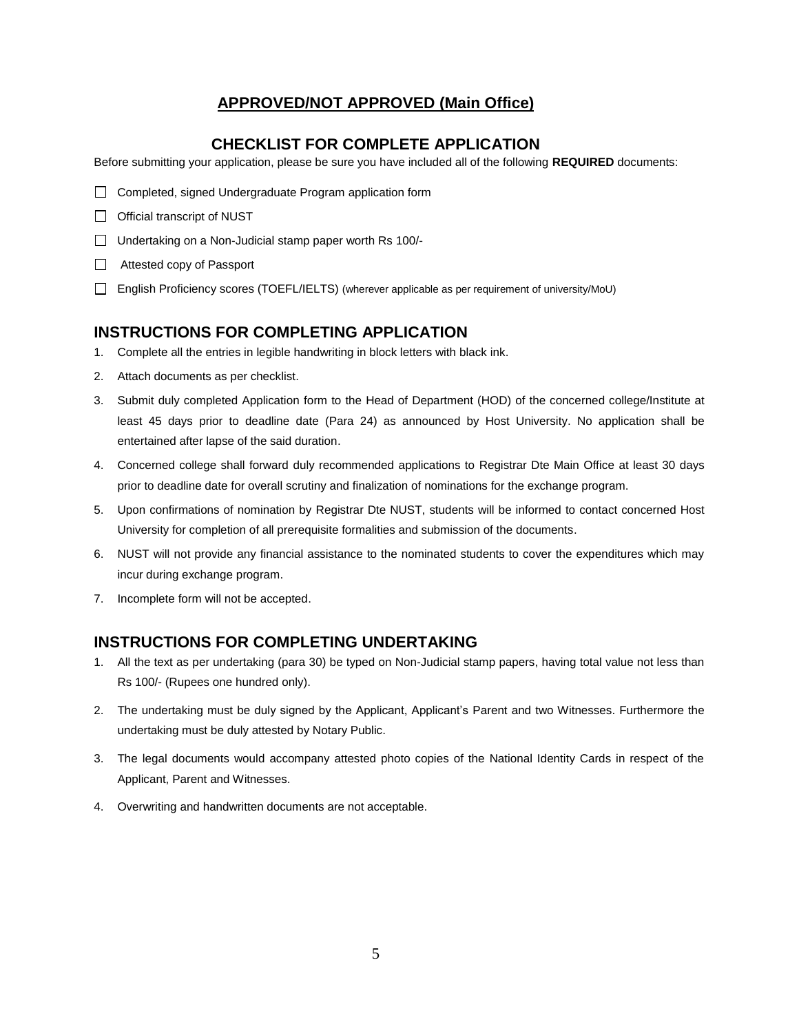## APPROVED/NOT APPROVED (Main Office)

## CHECKLIST FOR COMPLETE APPLICATION

Before submitting your application, please be sure you have included all of the following **REQUIRED** documents:

- [ ] Completed, signed Undergraduate Program application form
- [ ] Official transcript of NUST
- [ ] Undertaking on a Non-Judicial stamp paper worth Rs 100/-
- [ ] Attested copy of Passport
- [ ] English Proficiency scores (TOEFL/IELTS) (wherever applicable as per requirement of university/MoU)

## INSTRUCTIONS FOR COMPLETING APPLICATION

1. Complete all the entries in legible handwriting in block letters with black ink.
2. Attach documents as per checklist.
3. Submit duly completed Application form to the Head of Department (HOD) of the concerned college/Institute at least 45 days prior to deadline date (Para 24) as announced by Host University. No application shall be entertained after lapse of the said duration.
4. Concerned college shall forward duly recommended applications to Registrar Dte Main Office at least 30 days prior to deadline date for overall scrutiny and finalization of nominations for the exchange program.
5. Upon confirmations of nomination by Registrar Dte NUST, students will be informed to contact concerned Host University for completion of all prerequisite formalities and submission of the documents.
6. NUST will not provide any financial assistance to the nominated students to cover the expenditures which may incur during exchange program.
7. Incomplete form will not be accepted.

## INSTRUCTIONS FOR COMPLETING UNDERTAKING

1. All the text as per undertaking (para 30) be typed on Non-Judicial stamp papers, having total value not less than Rs 100/- (Rupees one hundred only).
2. The undertaking must be duly signed by the Applicant, Applicant's Parent and two Witnesses. Furthermore the undertaking must be duly attested by Notary Public.
3. The legal documents would accompany attested photo copies of the National Identity Cards in respect of the Applicant, Parent and Witnesses.
4. Overwriting and handwritten documents are not acceptable.